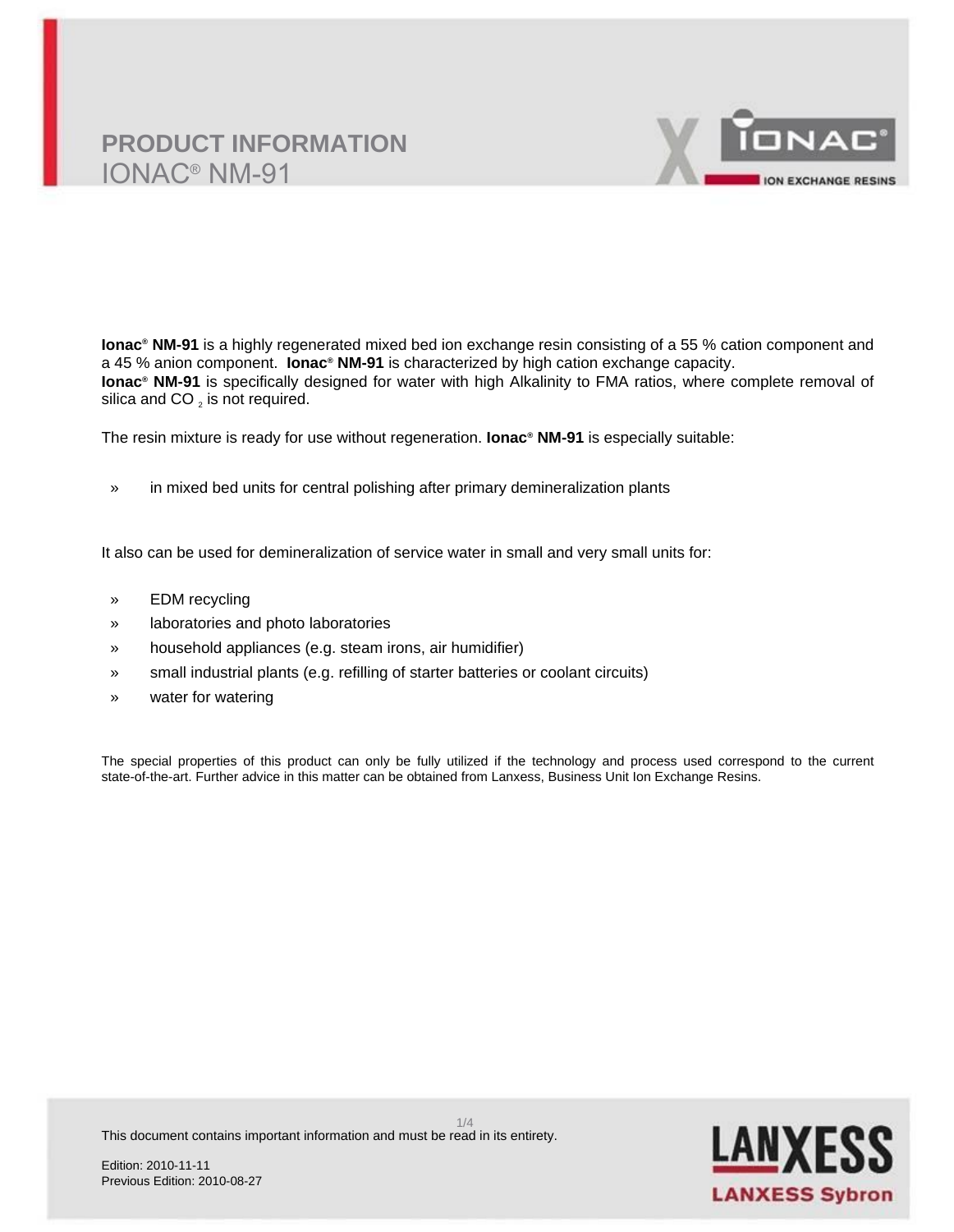# PRODUCT INFORMATION
## IONAC® NM-91

**Ionac® NM-91** is a highly regenerated mixed bed ion exchange resin consisting of a 55 % cation component and a 45 % anion component. **Ionac® NM-91** is characterized by high cation exchange capacity.
**Ionac® NM-91** is specifically designed for water with high Alkalinity to FMA ratios, where complete removal of silica and $CO_2$ is not required.

The resin mixture is ready for use without regeneration. **Ionac® NM-91** is especially suitable:

- in mixed bed units for central polishing after primary demineralization plants

It also can be used for demineralization of service water in small and very small units for:

- EDM recycling
- laboratories and photo laboratories
- household appliances (e.g. steam irons, air humidifier)
- small industrial plants (e.g. refilling of starter batteries or coolant circuits)
- water for watering

The special properties of this product can only be fully utilized if the technology and process used correspond to the current state-of-the-art. Further advice in this matter can be obtained from Lanxess, Business Unit Ion Exchange Resins.

This document contains important information and must be read in its entirety.

Edition: 2010-11-11
Previous Edition: 2010-08-27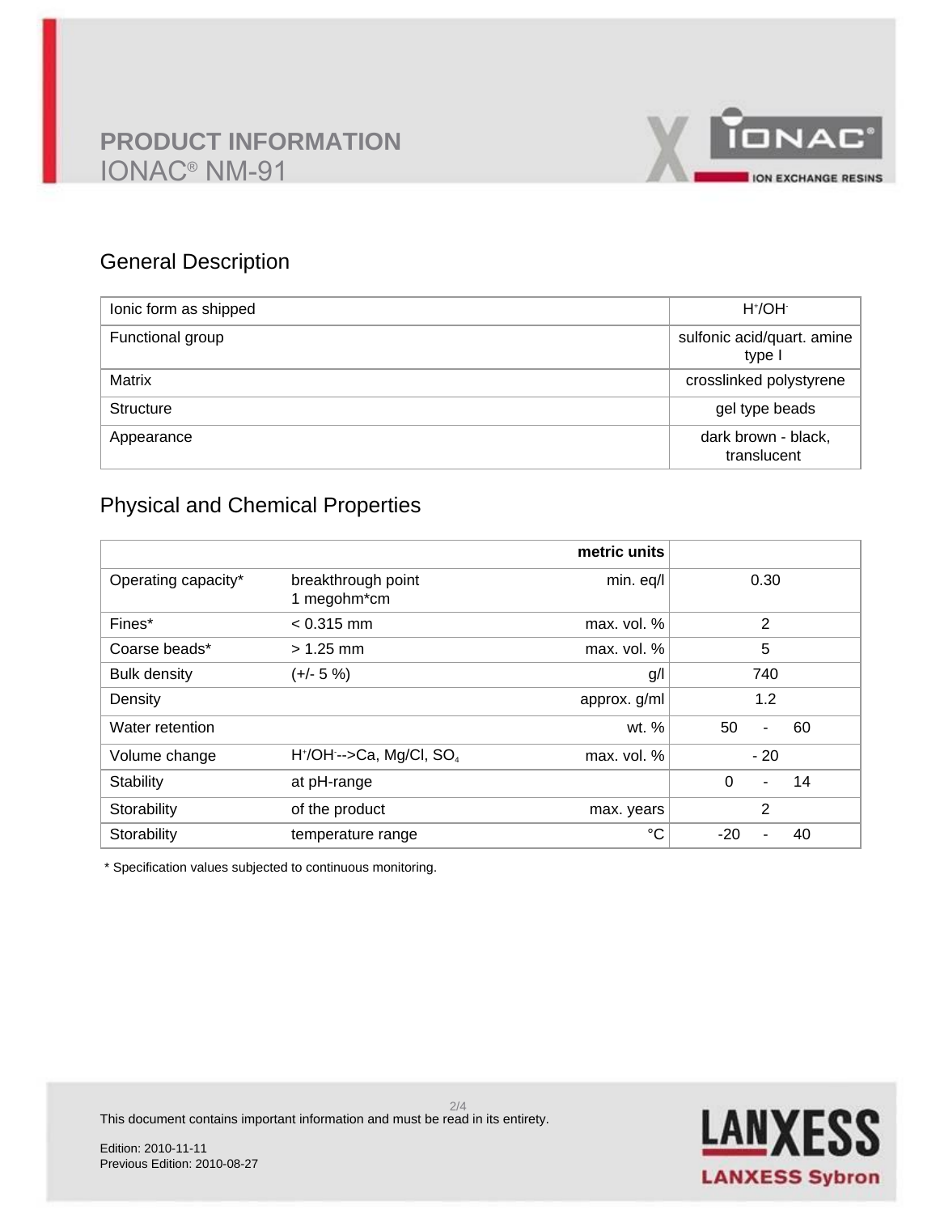# PRODUCT INFORMATION

## IONAC® NM-91

## General Description

| | |
|---|---|
| Ionic form as shipped | $H^+/OH^-$ |
| Functional group | sulfonic acid/quart. amine type I |
| Matrix | crosslinked polystyrene |
| Structure | gel type beads |
| Appearance | dark brown - black, translucent |

## Physical and Chemical Properties

| | | metric units | |
|---|---|---|---|
| Operating capacity* | breakthrough point 1 megohm*cm | min. eq/l | 0.30 |
| Fines* | < 0.315 mm | max. vol. % | 2 |
| Coarse beads* | > 1.25 mm | max. vol. % | 5 |
| Bulk density | (+/- 5 %) | g/l | 740 |
| Density | | approx. g/ml | 1.2 |
| Water retention | | wt. % | 50 - 60 |
| Volume change | $H^+/OH^-$-->Ca, Mg/Cl, $SO_4$ | max. vol. % | - 20 |
| Stability | at pH-range | | 0 - 14 |
| Storability | of the product | max. years | 2 |
| Storability | temperature range | °C | -20 - 40 |

* Specification values subjected to continuous monitoring.

This document contains important information and must be read in its entirety.

Edition: 2010-11-11
Previous Edition: 2010-08-27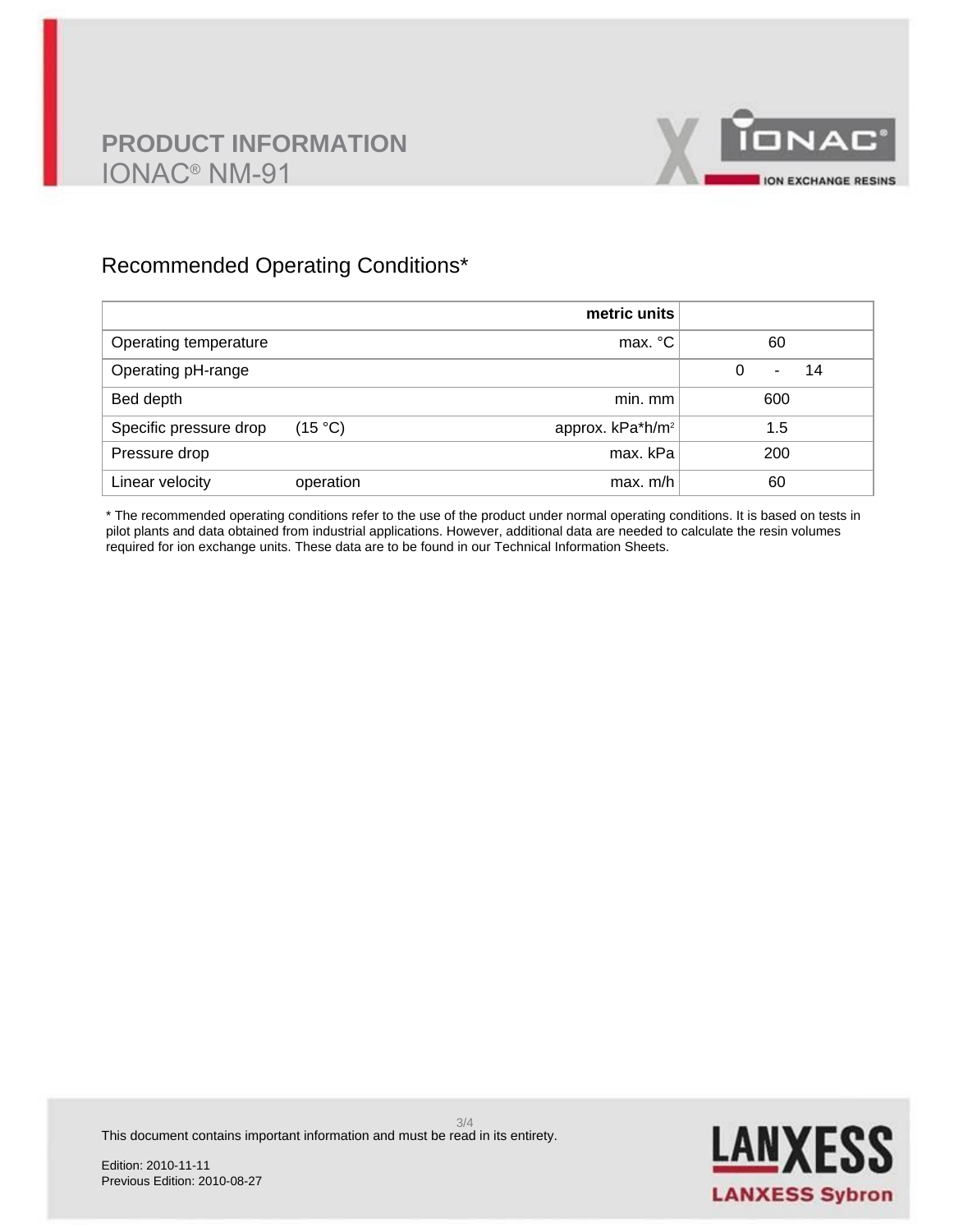# PRODUCT INFORMATION
## IONAC® NM-91

## Recommended Operating Conditions*

| | | metric units | |
|---|---|---|---|
| Operating temperature | | max. °C | 60 |
| Operating pH-range | | | 0 - 14 |
| Bed depth | | min. mm | 600 |
| Specific pressure drop | (15 °C) | approx. kPa*h/m² | 1.5 |
| Pressure drop | | max. kPa | 200 |
| Linear velocity | operation | max. m/h | 60 |

* The recommended operating conditions refer to the use of the product under normal operating conditions. It is based on tests in pilot plants and data obtained from industrial applications. However, additional data are needed to calculate the resin volumes required for ion exchange units. These data are to be found in our Technical Information Sheets.

This document contains important information and must be read in its entirety.

Edition: 2010-11-11
Previous Edition: 2010-08-27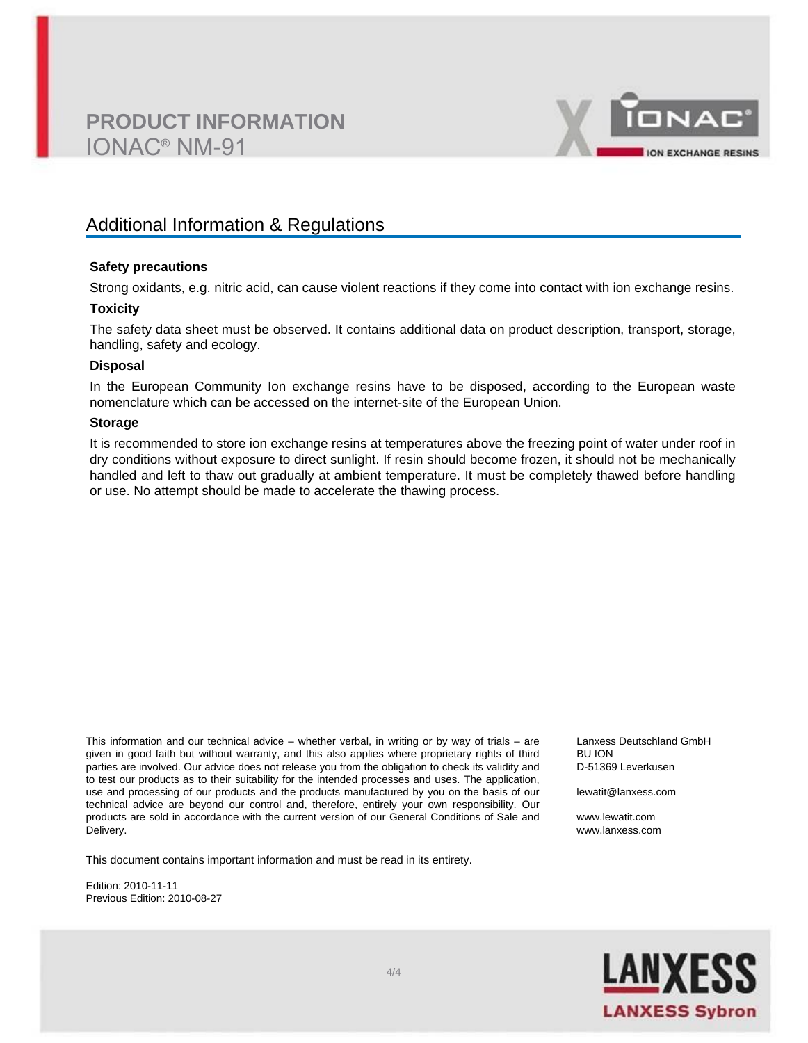## Additional Information & Regulations

**Safety precautions**

Strong oxidants, e.g. nitric acid, can cause violent reactions if they come into contact with ion exchange resins.

**Toxicity**

The safety data sheet must be observed. It contains additional data on product description, transport, storage, handling, safety and ecology.

**Disposal**

In the European Community Ion exchange resins have to be disposed, according to the European waste nomenclature which can be accessed on the internet-site of the European Union.

**Storage**

It is recommended to store ion exchange resins at temperatures above the freezing point of water under roof in dry conditions without exposure to direct sunlight. If resin should become frozen, it should not be mechanically handled and left to thaw out gradually at ambient temperature. It must be completely thawed before handling or use. No attempt should be made to accelerate the thawing process.

This information and our technical advice – whether verbal, in writing or by way of trials – are given in good faith but without warranty, and this also applies where proprietary rights of third parties are involved. Our advice does not release you from the obligation to check its validity and to test our products as to their suitability for the intended processes and uses. The application, use and processing of our products and the products manufactured by you on the basis of our technical advice are beyond our control and, therefore, entirely your own responsibility. Our products are sold in accordance with the current version of our General Conditions of Sale and Delivery.

Lanxess Deutschland GmbH
BU ION
D-51369 Leverkusen

lewatit@lanxess.com

www.lewatit.com
www.lanxess.com

This document contains important information and must be read in its entirety.

Edition: 2010-11-11
Previous Edition: 2010-08-27